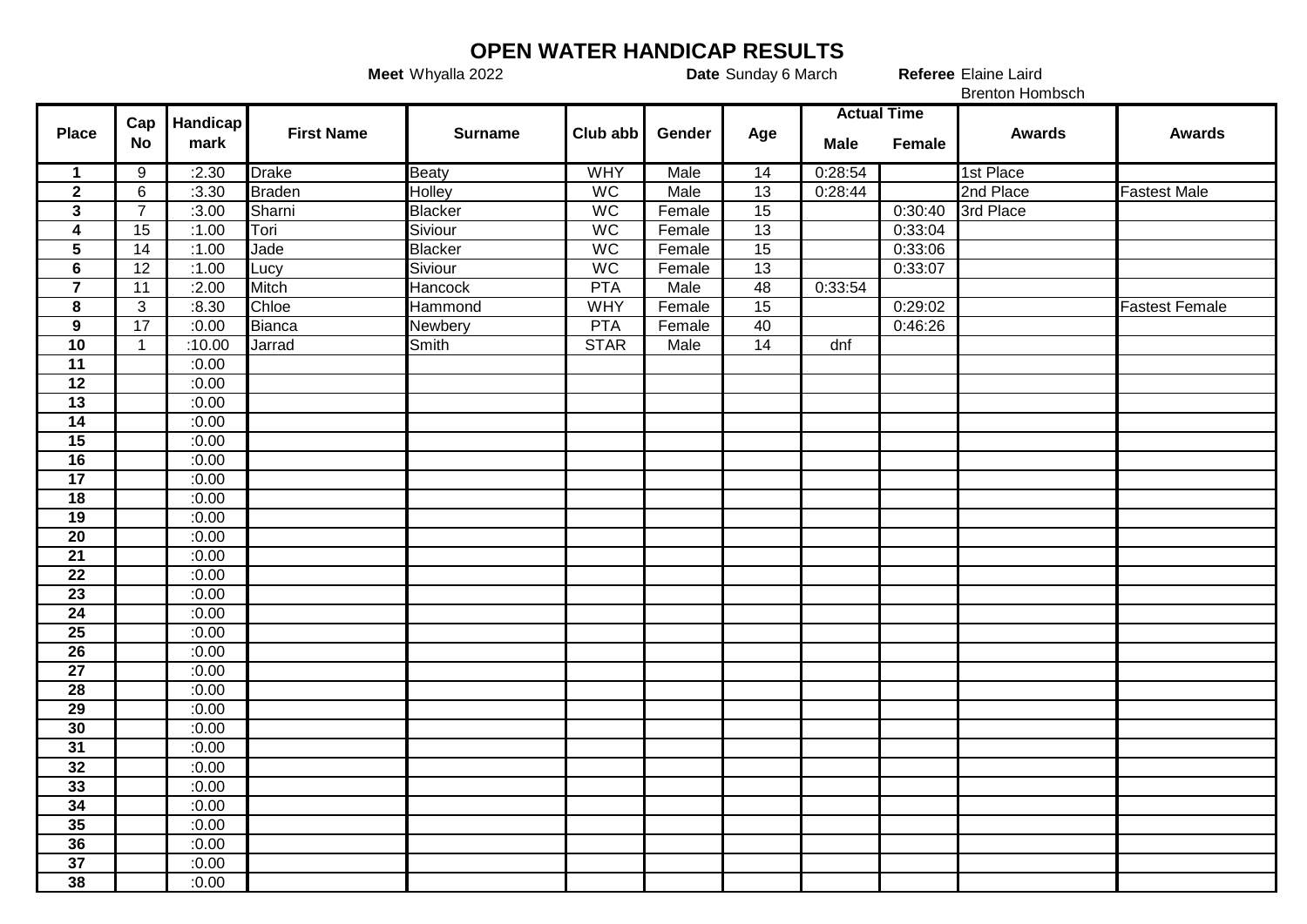# OPEN WATER HANDICAP RESULTS

**Meet** Whyalla 2022 **Date** Sunday 6 March **Referee** Elaine Laird
Brenton Hombsch

| Place | Cap No | Handicap mark | First Name | Surname | Club abb | Gender | Age | Actual Time | | Awards | Awards |
|---|---|---|---|---|---|---|---|---|---|---|---|
| | | | | | | | | Male | Female | | |
| 1 | 9 | :2.30 | Drake | Beaty | WHY | Male | 14 | 0:28:54 | | 1st Place | |
| 2 | 6 | :3.30 | Braden | Holley | WC | Male | 13 | 0:28:44 | | 2nd Place | Fastest Male |
| 3 | 7 | :3.00 | Sharni | Blacker | WC | Female | 15 | | 0:30:40 | 3rd Place | |
| 4 | 15 | :1.00 | Tori | Siviour | WC | Female | 13 | | 0:33:04 | | |
| 5 | 14 | :1.00 | Jade | Blacker | WC | Female | 15 | | 0:33:06 | | |
| 6 | 12 | :1.00 | Lucy | Siviour | WC | Female | 13 | | 0:33:07 | | |
| 7 | 11 | :2.00 | Mitch | Hancock | PTA | Male | 48 | 0:33:54 | | | |
| 8 | 3 | :8.30 | Chloe | Hammond | WHY | Female | 15 | | 0:29:02 | | Fastest Female |
| 9 | 17 | :0.00 | Bianca | Newbery | PTA | Female | 40 | | 0:46:26 | | |
| 10 | 1 | :10.00 | Jarrad | Smith | STAR | Male | 14 | dnf | | | |
| 11 | | :0.00 | | | | | | | | | |
| 12 | | :0.00 | | | | | | | | | |
| 13 | | :0.00 | | | | | | | | | |
| 14 | | :0.00 | | | | | | | | | |
| 15 | | :0.00 | | | | | | | | | |
| 16 | | :0.00 | | | | | | | | | |
| 17 | | :0.00 | | | | | | | | | |
| 18 | | :0.00 | | | | | | | | | |
| 19 | | :0.00 | | | | | | | | | |
| 20 | | :0.00 | | | | | | | | | |
| 21 | | :0.00 | | | | | | | | | |
| 22 | | :0.00 | | | | | | | | | |
| 23 | | :0.00 | | | | | | | | | |
| 24 | | :0.00 | | | | | | | | | |
| 25 | | :0.00 | | | | | | | | | |
| 26 | | :0.00 | | | | | | | | | |
| 27 | | :0.00 | | | | | | | | | |
| 28 | | :0.00 | | | | | | | | | |
| 29 | | :0.00 | | | | | | | | | |
| 30 | | :0.00 | | | | | | | | | |
| 31 | | :0.00 | | | | | | | | | |
| 32 | | :0.00 | | | | | | | | | |
| 33 | | :0.00 | | | | | | | | | |
| 34 | | :0.00 | | | | | | | | | |
| 35 | | :0.00 | | | | | | | | | |
| 36 | | :0.00 | | | | | | | | | |
| 37 | | :0.00 | | | | | | | | | |
| 38 | | :0.00 | | | | | | | | | |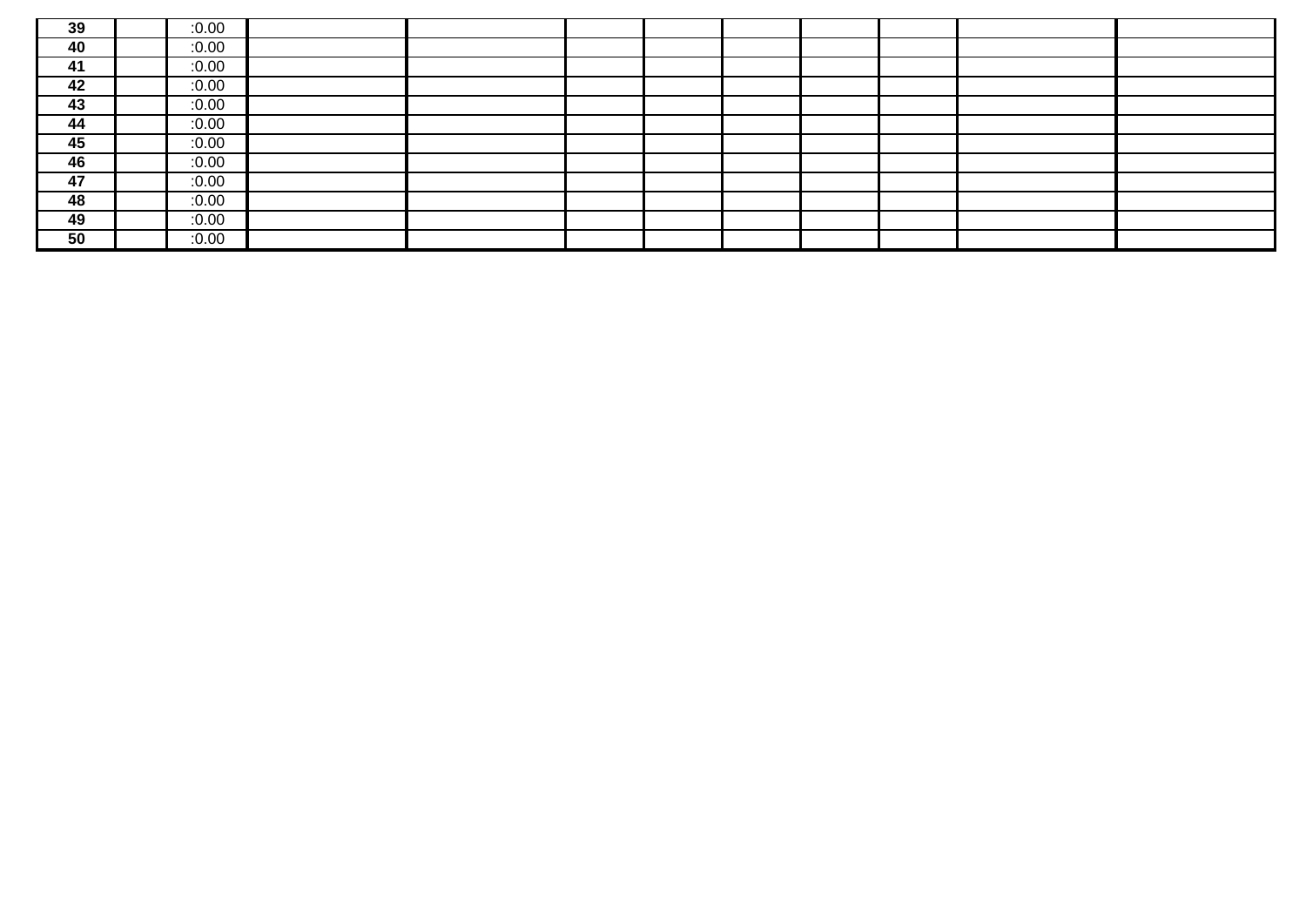| | | | | | | | | | | | |
|---|---|---|---|---|---|---|---|---|---|---|---|
| **39** | | :0.00 | | | | | | | | | |
| **40** | | :0.00 | | | | | | | | | |
| **41** | | :0.00 | | | | | | | | | |
| **42** | | :0.00 | | | | | | | | | |
| **43** | | :0.00 | | | | | | | | | |
| **44** | | :0.00 | | | | | | | | | |
| **45** | | :0.00 | | | | | | | | | |
| **46** | | :0.00 | | | | | | | | | |
| **47** | | :0.00 | | | | | | | | | |
| **48** | | :0.00 | | | | | | | | | |
| **49** | | :0.00 | | | | | | | | | |
| **50** | | :0.00 | | | | | | | | | |